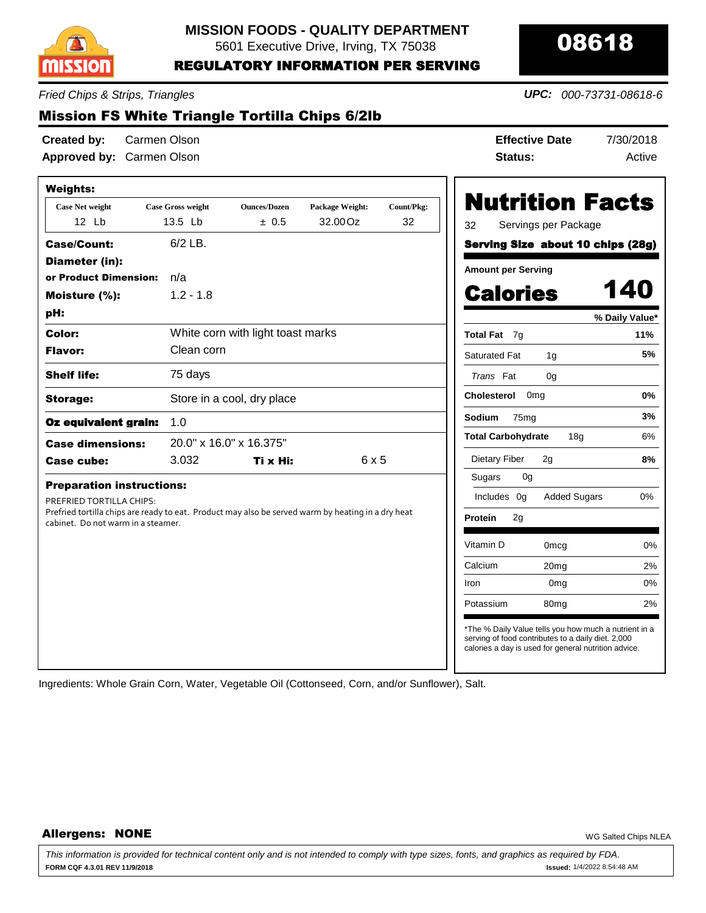# MISSION FOODS - QUALITY DEPARTMENT

5601 Executive Drive, Irving, TX 75038

**REGULATORY INFORMATION PER SERVING**

**08618**

*Fried Chips & Strips, Triangles*

***UPC:*** *000-73731-08618-6*

## Mission FS White Triangle Tortilla Chips 6/2lb

| | | | |
|---|---|---|---|
| **Created by:** | Carmen Olson | **Effective Date** | 7/30/2018 |
| **Approved by:** | Carmen Olson | **Status:** | Active |

**Weights:**

| Case Net weight | Case Gross weight | Ounces/Dozen | Package Weight: | Count/Pkg: |
|---|---|---|---|---|
| 12 Lb | 13.5 Lb | ± 0.5 | 32.00Oz | 32 |

| | | | |
|---|---|---|---|
| **Case/Count:** | 6/2 LB. | | |
| **Diameter (in): or Product Dimension:** | n/a | | |
| **Moisture (%):** | 1.2 - 1.8 | | |
| **pH:** | | | |
| **Color:** | White corn with light toast marks | | |
| **Flavor:** | Clean corn | | |
| **Shelf life:** | 75 days | | |
| **Storage:** | Store in a cool, dry place | | |
| **Oz equivalent grain:** | 1.0 | | |
| **Case dimensions:** | 20.0" x 16.0" x 16.375" | | |
| **Case cube:** | 3.032 | **Ti x Hi:** | 6 x 5 |

**Preparation instructions:**

PREFRIED TORTILLA CHIPS:

Prefried tortilla chips are ready to eat. Product may also be served warm by heating in a dry heat cabinet. Do not warm in a steamer.

## Nutrition Facts

32 Servings per Package

**Serving Size about 10 chips (28g)**

Amount per Serving

**Calories 140**

| | | % Daily Value* |
|---|---|---|
| **Total Fat** | 7g | **11%** |
| Saturated Fat | 1g | **5%** |
| *Trans* Fat | 0g | |
| **Cholesterol** | 0mg | **0%** |
| **Sodium** | 75mg | **3%** |
| **Total Carbohydrate** | 18g | 6% |
| Dietary Fiber | 2g | **8%** |
| Sugars | 0g | |
| Includes 0g Added Sugars | | 0% |
| **Protein** | 2g | |
| Vitamin D | 0mcg | 0% |
| Calcium | 20mg | 2% |
| Iron | 0mg | 0% |
| Potassium | 80mg | 2% |

*The % Daily Value tells you how much a nutrient in a serving of food contributes to a daily diet. 2,000 calories a day is used for general nutrition advice.

Ingredients: Whole Grain Corn, Water, Vegetable Oil (Cottonseed, Corn, and/or Sunflower), Salt.

**Allergens: NONE**

WG Salted Chips NLEA

*This information is provided for technical content only and is not intended to comply with type sizes, fonts, and graphics as required by FDA.*

**FORM CQF 4.3.01 REV 11/9/2018**

**Issued:** 1/4/2022 8:54:48 AM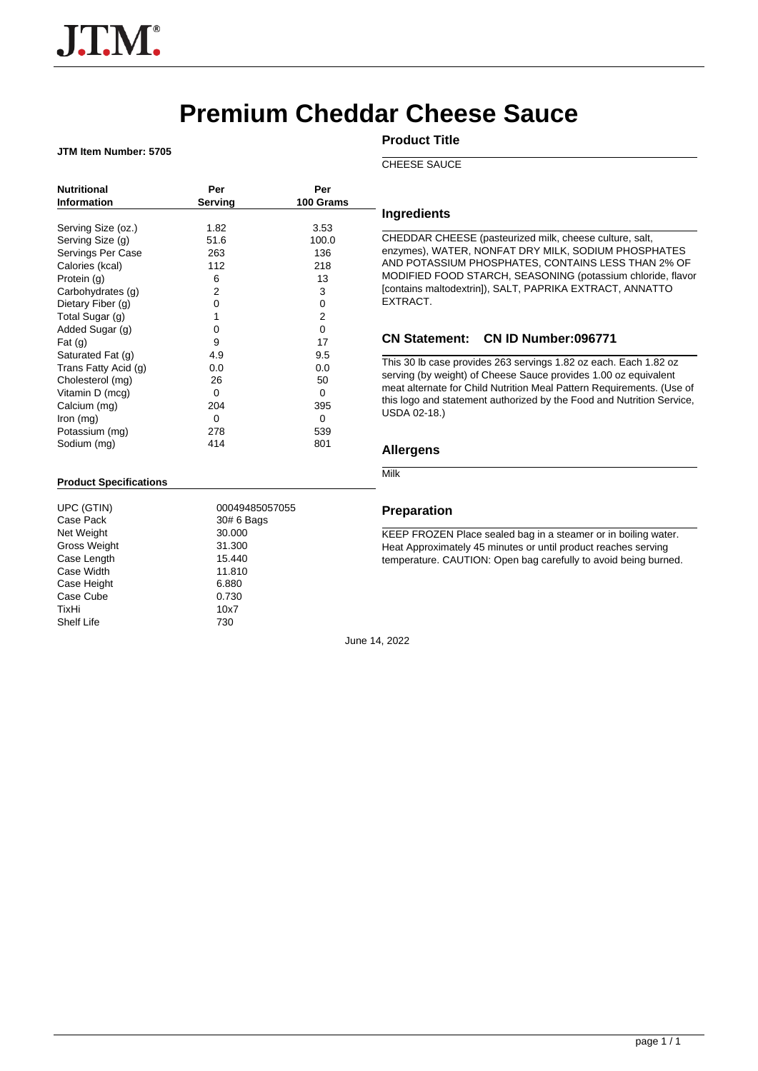J.T.M.®

# Premium Cheddar Cheese Sauce

**JTM Item Number: 5705**

| Nutritional Information | Per Serving | Per 100 Grams |
|---|---|---|
| Serving Size (oz.) | 1.82 | 3.53 |
| Serving Size (g) | 51.6 | 100.0 |
| Servings Per Case | 263 | 136 |
| Calories (kcal) | 112 | 218 |
| Protein (g) | 6 | 13 |
| Carbohydrates (g) | 2 | 3 |
| Dietary Fiber (g) | 0 | 0 |
| Total Sugar (g) | 1 | 2 |
| Added Sugar (g) | 0 | 0 |
| Fat (g) | 9 | 17 |
| Saturated Fat (g) | 4.9 | 9.5 |
| Trans Fatty Acid (g) | 0.0 | 0.0 |
| Cholesterol (mg) | 26 | 50 |
| Vitamin D (mcg) | 0 | 0 |
| Calcium (mg) | 204 | 395 |
| Iron (mg) | 0 | 0 |
| Potassium (mg) | 278 | 539 |
| Sodium (mg) | 414 | 801 |

**Product Specifications**

| | |
|---|---|
| UPC (GTIN) | 00049485057055 |
| Case Pack | 30# 6 Bags |
| Net Weight | 30.000 |
| Gross Weight | 31.300 |
| Case Length | 15.440 |
| Case Width | 11.810 |
| Case Height | 6.880 |
| Case Cube | 0.730 |
| TixHi | 10x7 |
| Shelf Life | 730 |

## Product Title

CHEESE SAUCE

## Ingredients

CHEDDAR CHEESE (pasteurized milk, cheese culture, salt, enzymes), WATER, NONFAT DRY MILK, SODIUM PHOSPHATES AND POTASSIUM PHOSPHATES, CONTAINS LESS THAN 2% OF MODIFIED FOOD STARCH, SEASONING (potassium chloride, flavor [contains maltodextrin]), SALT, PAPRIKA EXTRACT, ANNATTO EXTRACT.

## CN Statement: CN ID Number:096771

This 30 lb case provides 263 servings 1.82 oz each. Each 1.82 oz serving (by weight) of Cheese Sauce provides 1.00 oz equivalent meat alternate for Child Nutrition Meal Pattern Requirements. (Use of this logo and statement authorized by the Food and Nutrition Service, USDA 02-18.)

## Allergens

Milk

## Preparation

KEEP FROZEN Place sealed bag in a steamer or in boiling water. Heat Approximately 45 minutes or until product reaches serving temperature. CAUTION: Open bag carefully to avoid being burned.

June 14, 2022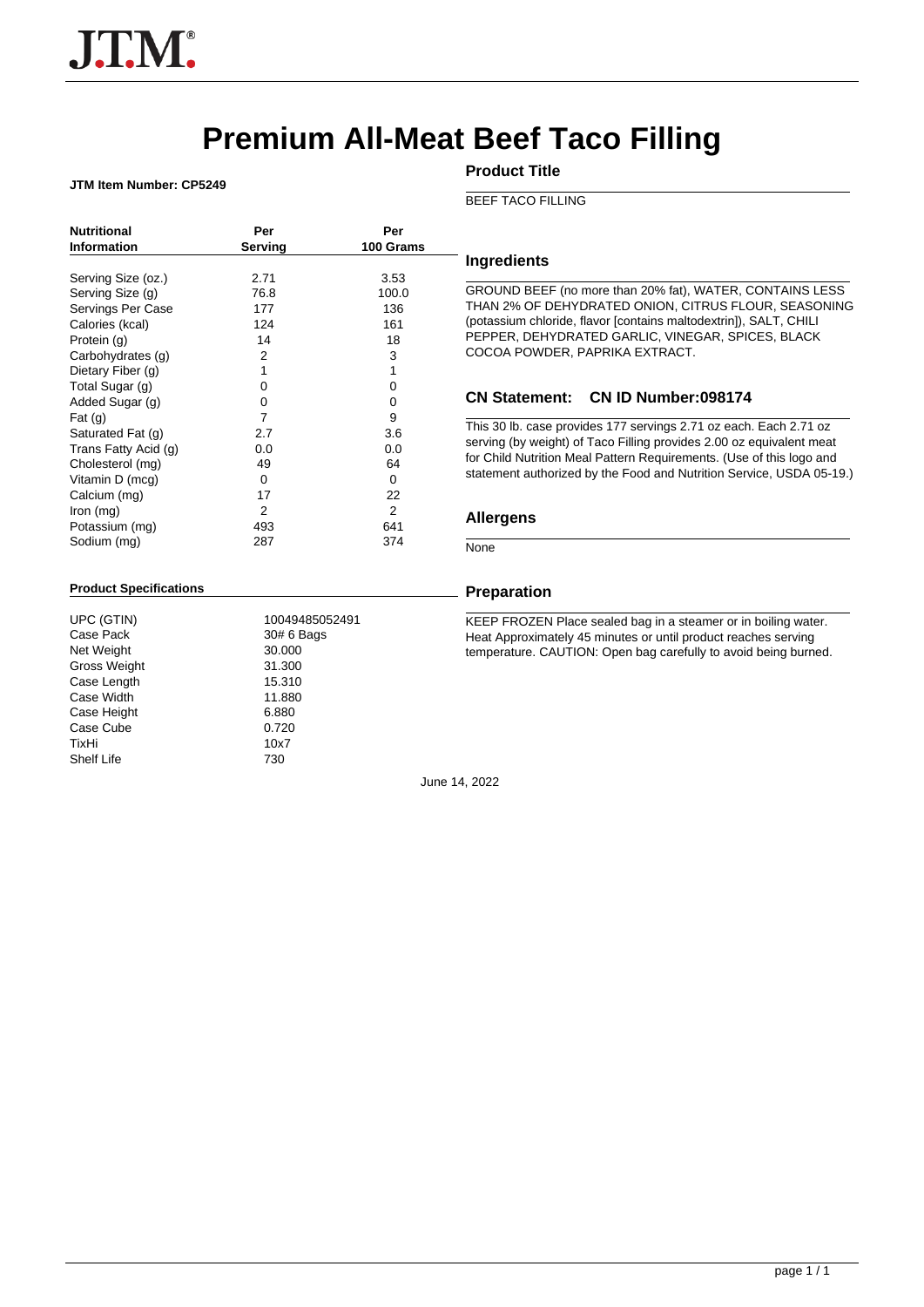J.T.M.®

# Premium All-Meat Beef Taco Filling

**JTM Item Number: CP5249**

| Nutritional Information | Per Serving | Per 100 Grams |
|---|---|---|
| Serving Size (oz.) | 2.71 | 3.53 |
| Serving Size (g) | 76.8 | 100.0 |
| Servings Per Case | 177 | 136 |
| Calories (kcal) | 124 | 161 |
| Protein (g) | 14 | 18 |
| Carbohydrates (g) | 2 | 3 |
| Dietary Fiber (g) | 1 | 1 |
| Total Sugar (g) | 0 | 0 |
| Added Sugar (g) | 0 | 0 |
| Fat (g) | 7 | 9 |
| Saturated Fat (g) | 2.7 | 3.6 |
| Trans Fatty Acid (g) | 0.0 | 0.0 |
| Cholesterol (mg) | 49 | 64 |
| Vitamin D (mcg) | 0 | 0 |
| Calcium (mg) | 17 | 22 |
| Iron (mg) | 2 | 2 |
| Potassium (mg) | 493 | 641 |
| Sodium (mg) | 287 | 374 |

**Product Specifications**

| | |
|---|---|
| UPC (GTIN) | 10049485052491 |
| Case Pack | 30# 6 Bags |
| Net Weight | 30.000 |
| Gross Weight | 31.300 |
| Case Length | 15.310 |
| Case Width | 11.880 |
| Case Height | 6.880 |
| Case Cube | 0.720 |
| TixHi | 10x7 |
| Shelf Life | 730 |

### Product Title

BEEF TACO FILLING

### Ingredients

GROUND BEEF (no more than 20% fat), WATER, CONTAINS LESS THAN 2% OF DEHYDRATED ONION, CITRUS FLOUR, SEASONING (potassium chloride, flavor [contains maltodextrin]), SALT, CHILI PEPPER, DEHYDRATED GARLIC, VINEGAR, SPICES, BLACK COCOA POWDER, PAPRIKA EXTRACT.

### CN Statement: CN ID Number:098174

This 30 lb. case provides 177 servings 2.71 oz each. Each 2.71 oz serving (by weight) of Taco Filling provides 2.00 oz equivalent meat for Child Nutrition Meal Pattern Requirements. (Use of this logo and statement authorized by the Food and Nutrition Service, USDA 05-19.)

### Allergens

None

### Preparation

KEEP FROZEN Place sealed bag in a steamer or in boiling water. Heat Approximately 45 minutes or until product reaches serving temperature. CAUTION: Open bag carefully to avoid being burned.

June 14, 2022